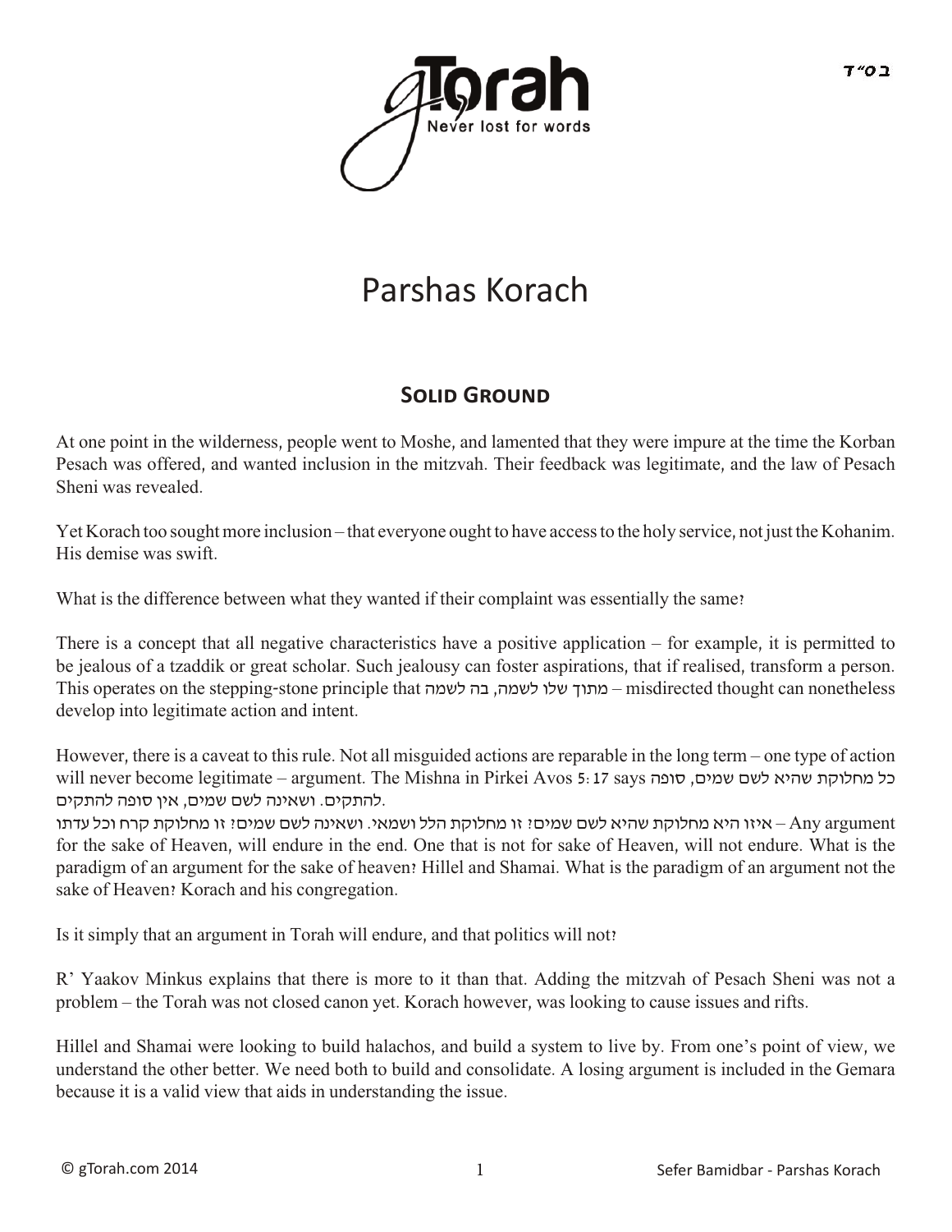בס״ד

# Parshas Korach

## Solid Ground

At one point in the wilderness, people went to Moshe, and lamented that they were impure at the time the Korban Pesach was offered, and wanted inclusion in the mitzvah. Their feedback was legitimate, and the law of Pesach Sheni was revealed.

Yet Korach too sought more inclusion – that everyone ought to have access to the holy service, not just the Kohanim. His demise was swift.

What is the difference between what they wanted if their complaint was essentially the same?

There is a concept that all negative characteristics have a positive application – for example, it is permitted to be jealous of a tzaddik or great scholar. Such jealousy can foster aspirations, that if realised, transform a person. This operates on the stepping-stone principle that מתוך שלו לשמה, בה לשמה – misdirected thought can nonetheless develop into legitimate action and intent.

However, there is a caveat to this rule. Not all misguided actions are reparable in the long term – one type of action will never become legitimate – argument. The Mishna in Pirkei Avos 5:17 says כל מחלוקת שהיא לשם שמים, סופה להתקים. ושאינה לשם שמים, אין סופה להתקים. איזו היא מחלוקת שהיא לשם שמים? זו מחלוקת הלל ושמאי. ושאינה לשם שמים? זו מחלוקת קרח וכל עדתו – Any argument for the sake of Heaven, will endure in the end. One that is not for sake of Heaven, will not endure. What is the paradigm of an argument for the sake of heaven? Hillel and Shamai. What is the paradigm of an argument not the sake of Heaven? Korach and his congregation.

Is it simply that an argument in Torah will endure, and that politics will not?

R' Yaakov Minkus explains that there is more to it than that. Adding the mitzvah of Pesach Sheni was not a problem – the Torah was not closed canon yet. Korach however, was looking to cause issues and rifts.

Hillel and Shamai were looking to build halachos, and build a system to live by. From one's point of view, we understand the other better. We need both to build and consolidate. A losing argument is included in the Gemara because it is a valid view that aids in understanding the issue.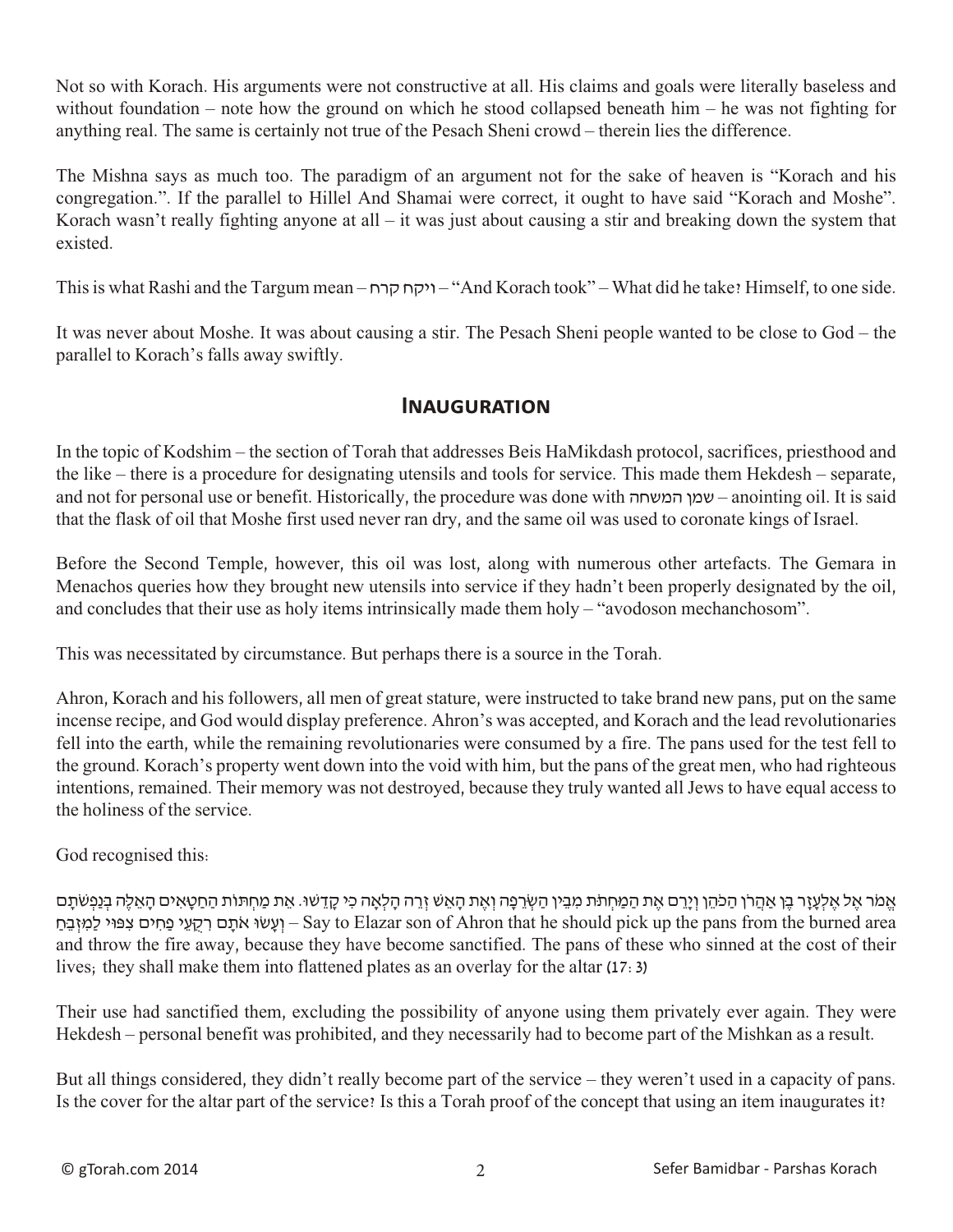Not so with Korach. His arguments were not constructive at all. His claims and goals were literally baseless and without foundation – note how the ground on which he stood collapsed beneath him – he was not fighting for anything real. The same is certainly not true of the Pesach Sheni crowd – therein lies the difference.

The Mishna says as much too. The paradigm of an argument not for the sake of heaven is "Korach and his congregation.". If the parallel to Hillel And Shamai were correct, it ought to have said "Korach and Moshe". Korach wasn't really fighting anyone at all – it was just about causing a stir and breaking down the system that existed.

This is what Rashi and the Targum mean – ויקח קרח – "And Korach took" – What did he take? Himself, to one side.

It was never about Moshe. It was about causing a stir. The Pesach Sheni people wanted to be close to God – the parallel to Korach's falls away swiftly.

## Inauguration

In the topic of Kodshim – the section of Torah that addresses Beis HaMikdash protocol, sacrifices, priesthood and the like – there is a procedure for designating utensils and tools for service. This made them Hekdesh – separate, and not for personal use or benefit. Historically, the procedure was done with שמן המשחה – anointing oil. It is said that the flask of oil that Moshe first used never ran dry, and the same oil was used to coronate kings of Israel.

Before the Second Temple, however, this oil was lost, along with numerous other artefacts. The Gemara in Menachos queries how they brought new utensils into service if they hadn't been properly designated by the oil, and concludes that their use as holy items intrinsically made them holy – "avodoson mechanchosom".

This was necessitated by circumstance. But perhaps there is a source in the Torah.

Ahron, Korach and his followers, all men of great stature, were instructed to take brand new pans, put on the same incense recipe, and God would display preference. Ahron's was accepted, and Korach and the lead revolutionaries fell into the earth, while the remaining revolutionaries were consumed by a fire. The pans used for the test fell to the ground. Korach's property went down into the void with him, but the pans of the great men, who had righteous intentions, remained. Their memory was not destroyed, because they truly wanted all Jews to have equal access to the holiness of the service.

God recognised this:

אֱמֹר אֶל אֶלְעָזָר בֶּן אַהֲרֹן הַכֹּהֵן וְיָרֵם אֶת הַמַּחְתֹּת מִבֵּין הַשְּׂרֵפָה וְאֶת הָאֵשׁ זְרֵה הָלְאָה כִּי קָדֵשׁוּ. אֵת מַחְתּוֹת הַחַטָּאִים הָאֵלֶּה בְּנַפְשֹׁתָם וְעָשׂוּ אֹתָם רִקֻּעֵי פַחִים צִפּוּי לַמִּזְבֵּחַ – Say to Elazar son of Ahron that he should pick up the pans from the burned area and throw the fire away, because they have become sanctified. The pans of these who sinned at the cost of their lives; they shall make them into flattened plates as an overlay for the altar (17:3)

Their use had sanctified them, excluding the possibility of anyone using them privately ever again. They were Hekdesh – personal benefit was prohibited, and they necessarily had to become part of the Mishkan as a result.

But all things considered, they didn't really become part of the service – they weren't used in a capacity of pans. Is the cover for the altar part of the service? Is this a Torah proof of the concept that using an item inaugurates it?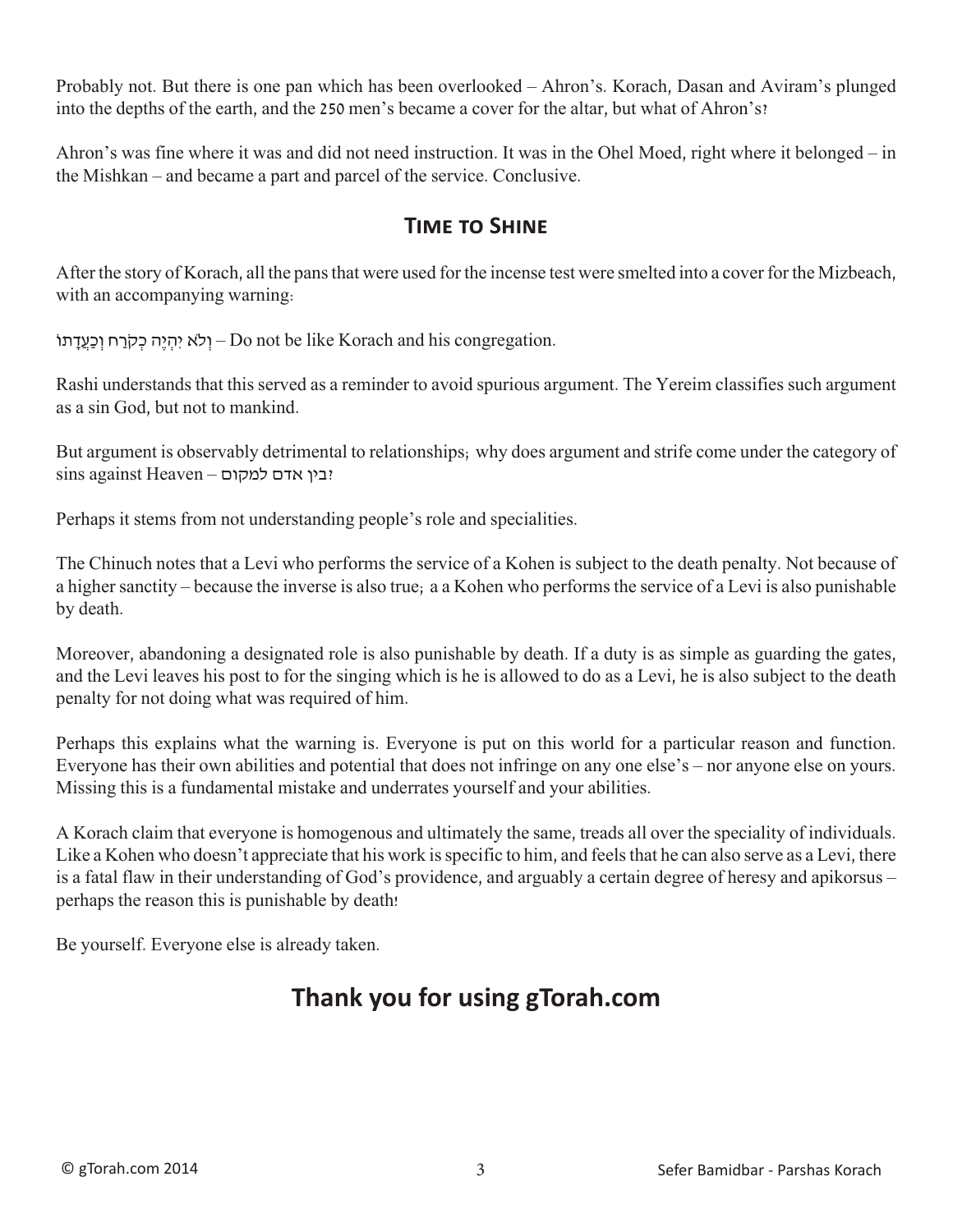Probably not. But there is one pan which has been overlooked – Ahron's. Korach, Dasan and Aviram's plunged into the depths of the earth, and the 250 men's became a cover for the altar, but what of Ahron's?

Ahron's was fine where it was and did not need instruction. It was in the Ohel Moed, right where it belonged – in the Mishkan – and became a part and parcel of the service. Conclusive.

## Time to Shine

After the story of Korach, all the pans that were used for the incense test were smelted into a cover for the Mizbeach, with an accompanying warning:

וְלֹא יִהְיֶה כְקֹרַח וְכַעֲדָתוֹ – Do not be like Korach and his congregation.

Rashi understands that this served as a reminder to avoid spurious argument. The Yereim classifies such argument as a sin God, but not to mankind.

But argument is observably detrimental to relationships; why does argument and strife come under the category of sins against Heaven – בין אדם למקום?

Perhaps it stems from not understanding people's role and specialities.

The Chinuch notes that a Levi who performs the service of a Kohen is subject to the death penalty. Not because of a higher sanctity – because the inverse is also true; a a Kohen who performs the service of a Levi is also punishable by death.

Moreover, abandoning a designated role is also punishable by death. If a duty is as simple as guarding the gates, and the Levi leaves his post to for the singing which is he is allowed to do as a Levi, he is also subject to the death penalty for not doing what was required of him.

Perhaps this explains what the warning is. Everyone is put on this world for a particular reason and function. Everyone has their own abilities and potential that does not infringe on any one else's – nor anyone else on yours. Missing this is a fundamental mistake and underrates yourself and your abilities.

A Korach claim that everyone is homogenous and ultimately the same, treads all over the speciality of individuals. Like a Kohen who doesn't appreciate that his work is specific to him, and feels that he can also serve as a Levi, there is a fatal flaw in their understanding of God's providence, and arguably a certain degree of heresy and apikorsus – perhaps the reason this is punishable by death!

Be yourself. Everyone else is already taken.

## Thank you for using gTorah.com